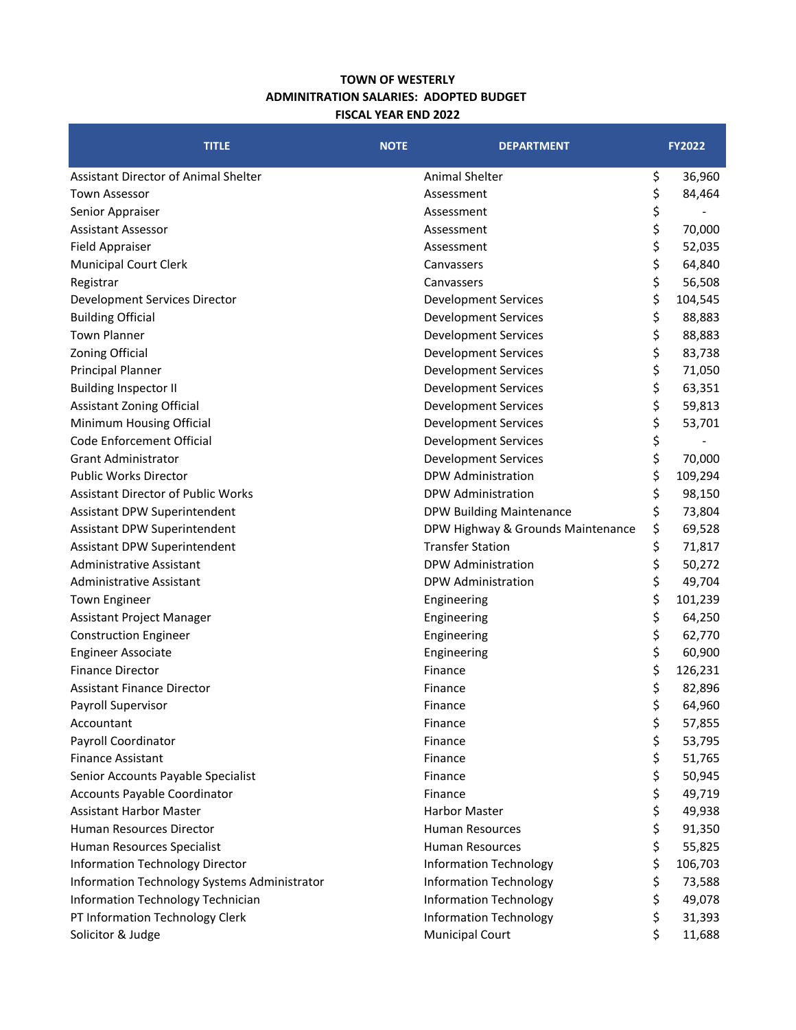**TOWN OF WESTERLY**
**ADMINITRATION SALARIES: ADOPTED BUDGET**
**FISCAL YEAR END 2022**

| TITLE | NOTE | DEPARTMENT | FY2022 |
|---|---|---|---|
| Assistant Director of Animal Shelter | | Animal Shelter | $ 36,960 |
| Town Assessor | | Assessment | $ 84,464 |
| Senior Appraiser | | Assessment | $ - |
| Assistant Assessor | | Assessment | $ 70,000 |
| Field Appraiser | | Assessment | $ 52,035 |
| Municipal Court Clerk | | Canvassers | $ 64,840 |
| Registrar | | Canvassers | $ 56,508 |
| Development Services Director | | Development Services | $ 104,545 |
| Building Official | | Development Services | $ 88,883 |
| Town Planner | | Development Services | $ 88,883 |
| Zoning Official | | Development Services | $ 83,738 |
| Principal Planner | | Development Services | $ 71,050 |
| Building Inspector II | | Development Services | $ 63,351 |
| Assistant Zoning Official | | Development Services | $ 59,813 |
| Minimum Housing Official | | Development Services | $ 53,701 |
| Code Enforcement Official | | Development Services | $ - |
| Grant Administrator | | Development Services | $ 70,000 |
| Public Works Director | | DPW Administration | $ 109,294 |
| Assistant Director of Public Works | | DPW Administration | $ 98,150 |
| Assistant DPW Superintendent | | DPW Building Maintenance | $ 73,804 |
| Assistant DPW Superintendent | | DPW Highway & Grounds Maintenance | $ 69,528 |
| Assistant DPW Superintendent | | Transfer Station | $ 71,817 |
| Administrative Assistant | | DPW Administration | $ 50,272 |
| Administrative Assistant | | DPW Administration | $ 49,704 |
| Town Engineer | | Engineering | $ 101,239 |
| Assistant Project Manager | | Engineering | $ 64,250 |
| Construction Engineer | | Engineering | $ 62,770 |
| Engineer Associate | | Engineering | $ 60,900 |
| Finance Director | | Finance | $ 126,231 |
| Assistant Finance Director | | Finance | $ 82,896 |
| Payroll Supervisor | | Finance | $ 64,960 |
| Accountant | | Finance | $ 57,855 |
| Payroll Coordinator | | Finance | $ 53,795 |
| Finance Assistant | | Finance | $ 51,765 |
| Senior Accounts Payable Specialist | | Finance | $ 50,945 |
| Accounts Payable Coordinator | | Finance | $ 49,719 |
| Assistant Harbor Master | | Harbor Master | $ 49,938 |
| Human Resources Director | | Human Resources | $ 91,350 |
| Human Resources Specialist | | Human Resources | $ 55,825 |
| Information Technology Director | | Information Technology | $ 106,703 |
| Information Technology Systems Administrator | | Information Technology | $ 73,588 |
| Information Technology Technician | | Information Technology | $ 49,078 |
| PT Information Technology Clerk | | Information Technology | $ 31,393 |
| Solicitor & Judge | | Municipal Court | $ 11,688 |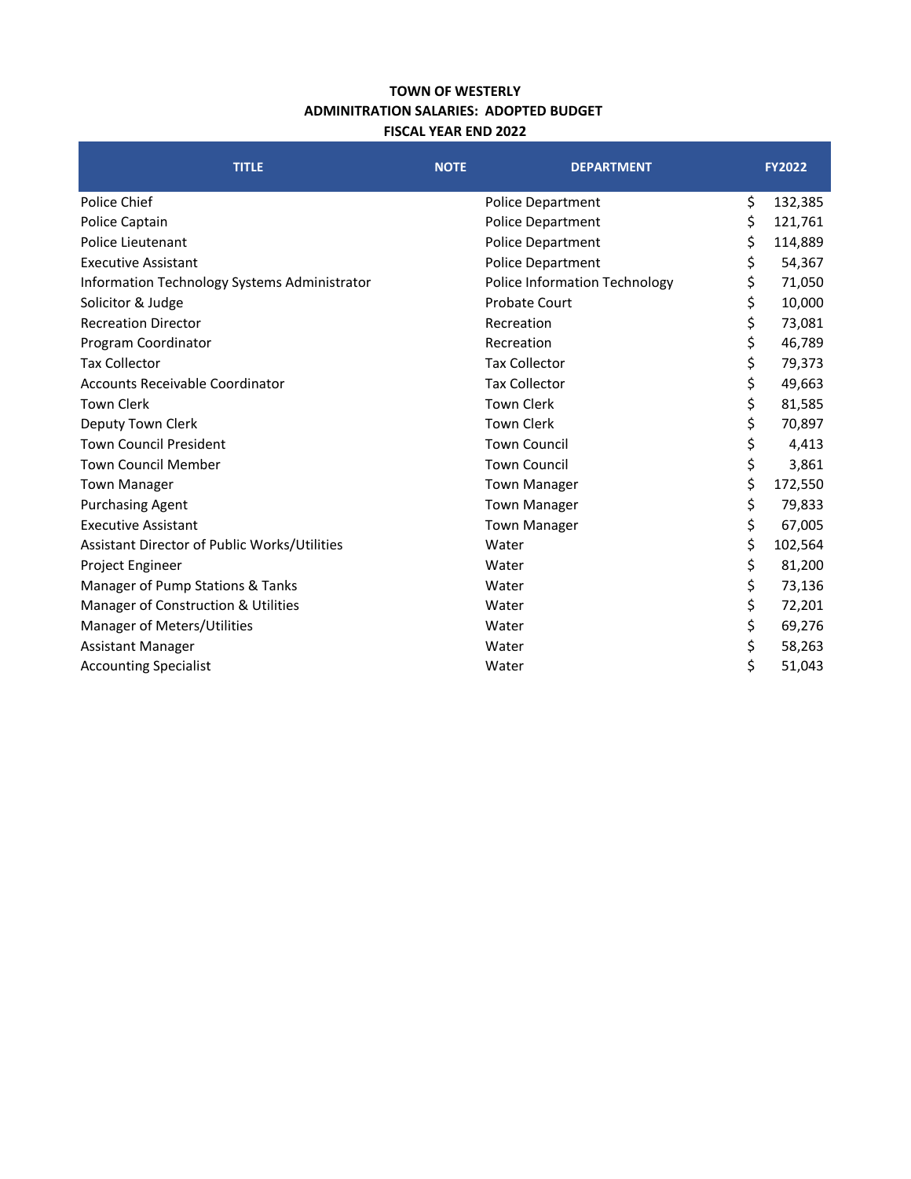**TOWN OF WESTERLY**
**ADMINITRATION SALARIES: ADOPTED BUDGET**
**FISCAL YEAR END 2022**

| TITLE | NOTE | DEPARTMENT | FY2022 |
|---|---|---|---|
| Police Chief | | Police Department | $ 132,385 |
| Police Captain | | Police Department | $ 121,761 |
| Police Lieutenant | | Police Department | $ 114,889 |
| Executive Assistant | | Police Department | $ 54,367 |
| Information Technology Systems Administrator | | Police Information Technology | $ 71,050 |
| Solicitor & Judge | | Probate Court | $ 10,000 |
| Recreation Director | | Recreation | $ 73,081 |
| Program Coordinator | | Recreation | $ 46,789 |
| Tax Collector | | Tax Collector | $ 79,373 |
| Accounts Receivable Coordinator | | Tax Collector | $ 49,663 |
| Town Clerk | | Town Clerk | $ 81,585 |
| Deputy Town Clerk | | Town Clerk | $ 70,897 |
| Town Council President | | Town Council | $ 4,413 |
| Town Council Member | | Town Council | $ 3,861 |
| Town Manager | | Town Manager | $ 172,550 |
| Purchasing Agent | | Town Manager | $ 79,833 |
| Executive Assistant | | Town Manager | $ 67,005 |
| Assistant Director of Public Works/Utilities | | Water | $ 102,564 |
| Project Engineer | | Water | $ 81,200 |
| Manager of Pump Stations & Tanks | | Water | $ 73,136 |
| Manager of Construction & Utilities | | Water | $ 72,201 |
| Manager of Meters/Utilities | | Water | $ 69,276 |
| Assistant Manager | | Water | $ 58,263 |
| Accounting Specialist | | Water | $ 51,043 |